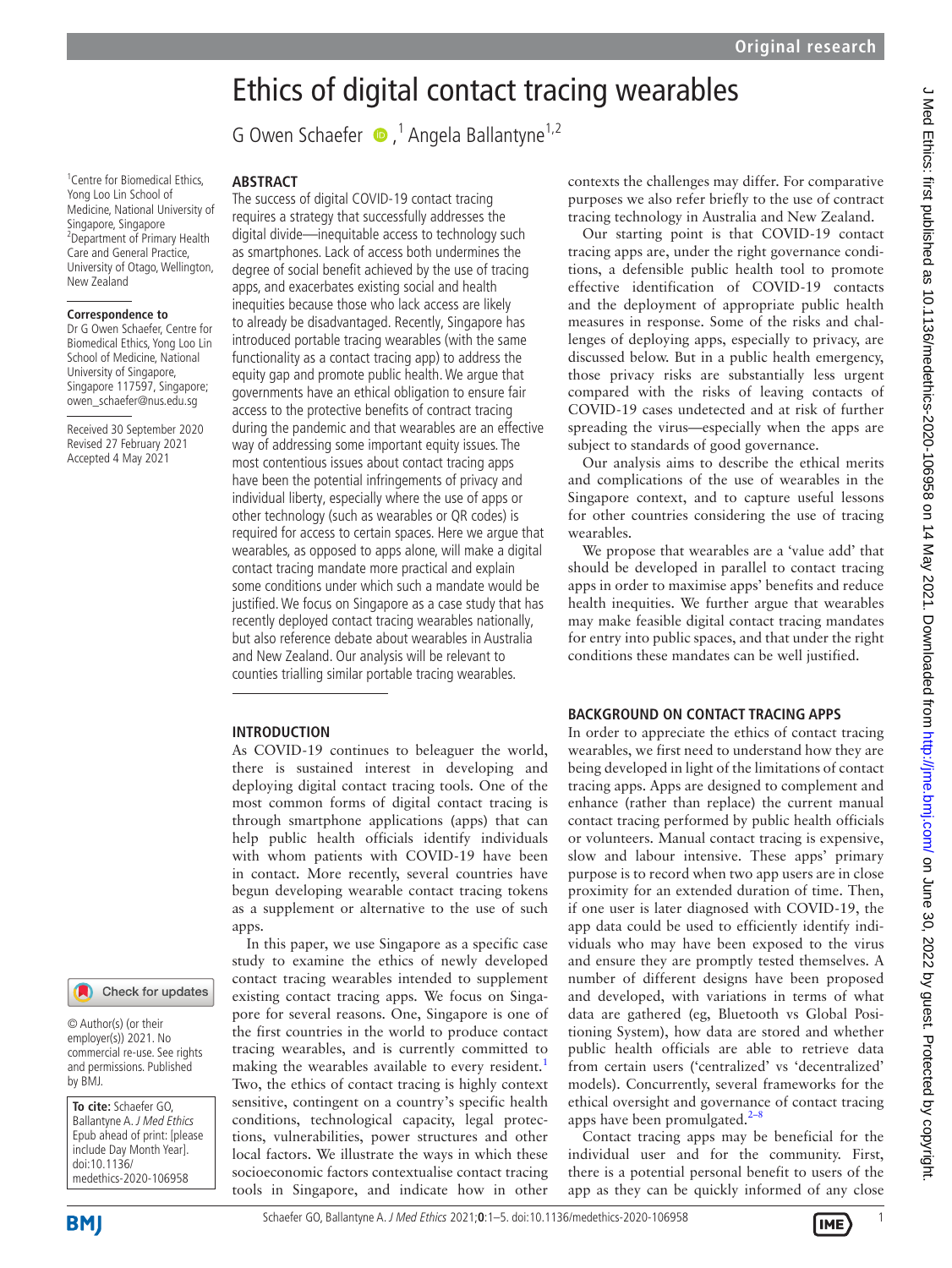# Ethics of digital contact tracing wearables

G Owen Schaefer [1], Angela Ballantyne [1,2]

[1] Centre for Biomedical Ethics, Yong Loo Lin School of Medicine, National University of Singapore, Singapore
[2] Department of Primary Health Care and General Practice, University of Otago, Wellington, New Zealand

**Correspondence to**
Dr G Owen Schaefer, Centre for Biomedical Ethics, Yong Loo Lin School of Medicine, National University of Singapore, Singapore 117597, Singapore; owen_schaefer@nus.edu.sg

Received 30 September 2020
Revised 27 February 2021
Accepted 4 May 2021

## ABSTRACT

The success of digital COVID-19 contact tracing requires a strategy that successfully addresses the digital divide—inequitable access to technology such as smartphones. Lack of access both undermines the degree of social benefit achieved by the use of tracing apps, and exacerbates existing social and health inequities because those who lack access are likely to already be disadvantaged. Recently, Singapore has introduced portable tracing wearables (with the same functionality as a contact tracing app) to address the equity gap and promote public health. We argue that governments have an ethical obligation to ensure fair access to the protective benefits of contact tracing during the pandemic and that wearables are an effective way of addressing some important equity issues. The most contentious issues about contact tracing apps have been the potential infringements of privacy and individual liberty, especially where the use of apps or other technology (such as wearables or QR codes) is required for access to certain spaces. Here we argue that wearables, as opposed to apps alone, will make a digital contact tracing mandate more practical and explain some conditions under which such a mandate would be justified. We focus on Singapore as a case study that has recently deployed contact tracing wearables nationally, but also reference debate about wearables in Australia and New Zealand. Our analysis will be relevant to counties trialling similar portable tracing wearables.

## INTRODUCTION

As COVID-19 continues to beleaguer the world, there is sustained interest in developing and deploying digital contact tracing tools. One of the most common forms of digital contact tracing is through smartphone applications (apps) that can help public health officials identify individuals with whom patients with COVID-19 have been in contact. More recently, several countries have begun developing wearable contact tracing tokens as a supplement or alternative to the use of such apps.

In this paper, we use Singapore as a specific case study to examine the ethics of newly developed contact tracing wearables intended to supplement existing contact tracing apps. We focus on Singapore for several reasons. One, Singapore is one of the first countries in the world to produce contact tracing wearables, and is currently committed to making the wearables available to every resident.[1] Two, the ethics of contact tracing is highly context sensitive, contingent on a country's specific health conditions, technological capacity, legal protections, vulnerabilities, power structures and other local factors. We illustrate the ways in which these socioeconomic factors contextualise contact tracing tools in Singapore, and indicate how in other contexts the challenges may differ. For comparative purposes we also refer briefly to the use of contract tracing technology in Australia and New Zealand.

Our starting point is that COVID-19 contact tracing apps are, under the right governance conditions, a defensible public health tool to promote effective identification of COVID-19 contacts and the deployment of appropriate public health measures in response. Some of the risks and challenges of deploying apps, especially to privacy, are discussed below. But in a public health emergency, those privacy risks are substantially less urgent compared with the risks of leaving contacts of COVID-19 cases undetected and at risk of further spreading the virus—especially when the apps are subject to standards of good governance.

Our analysis aims to describe the ethical merits and complications of the use of wearables in the Singapore context, and to capture useful lessons for other countries considering the use of tracing wearables.

We propose that wearables are a 'value add' that should be developed in parallel to contact tracing apps in order to maximise apps' benefits and reduce health inequities. We further argue that wearables may make feasible digital contact tracing mandates for entry into public spaces, and that under the right conditions these mandates can be well justified.

## BACKGROUND ON CONTACT TRACING APPS

In order to appreciate the ethics of contact tracing wearables, we first need to understand how they are being developed in light of the limitations of contact tracing apps. Apps are designed to complement and enhance (rather than replace) the current manual contact tracing performed by public health officials or volunteers. Manual contact tracing is expensive, slow and labour intensive. These apps' primary purpose is to record when two app users are in close proximity for an extended duration of time. Then, if one user is later diagnosed with COVID-19, the app data could be used to efficiently identify individuals who may have been exposed to the virus and ensure they are promptly tested themselves. A number of different designs have been proposed and developed, with variations in terms of what data are gathered (eg, Bluetooth vs Global Positioning System), how data are stored and whether public health officials are able to retrieve data from certain users ('centralized' vs 'decentralized' models). Concurrently, several frameworks for the ethical oversight and governance of contact tracing apps have been promulgated.[2–8]

Contact tracing apps may be beneficial for the individual user and for the community. First, there is a potential personal benefit to users of the app as they can be quickly informed of any close

© Author(s) (or their employer(s)) 2021. No commercial re-use. See rights and permissions. Published by BMJ.

**To cite:** Schaefer GO, Ballantyne A. *J Med Ethics* Epub ahead of print: [please include Day Month Year]. doi:10.1136/medethics-2020-106958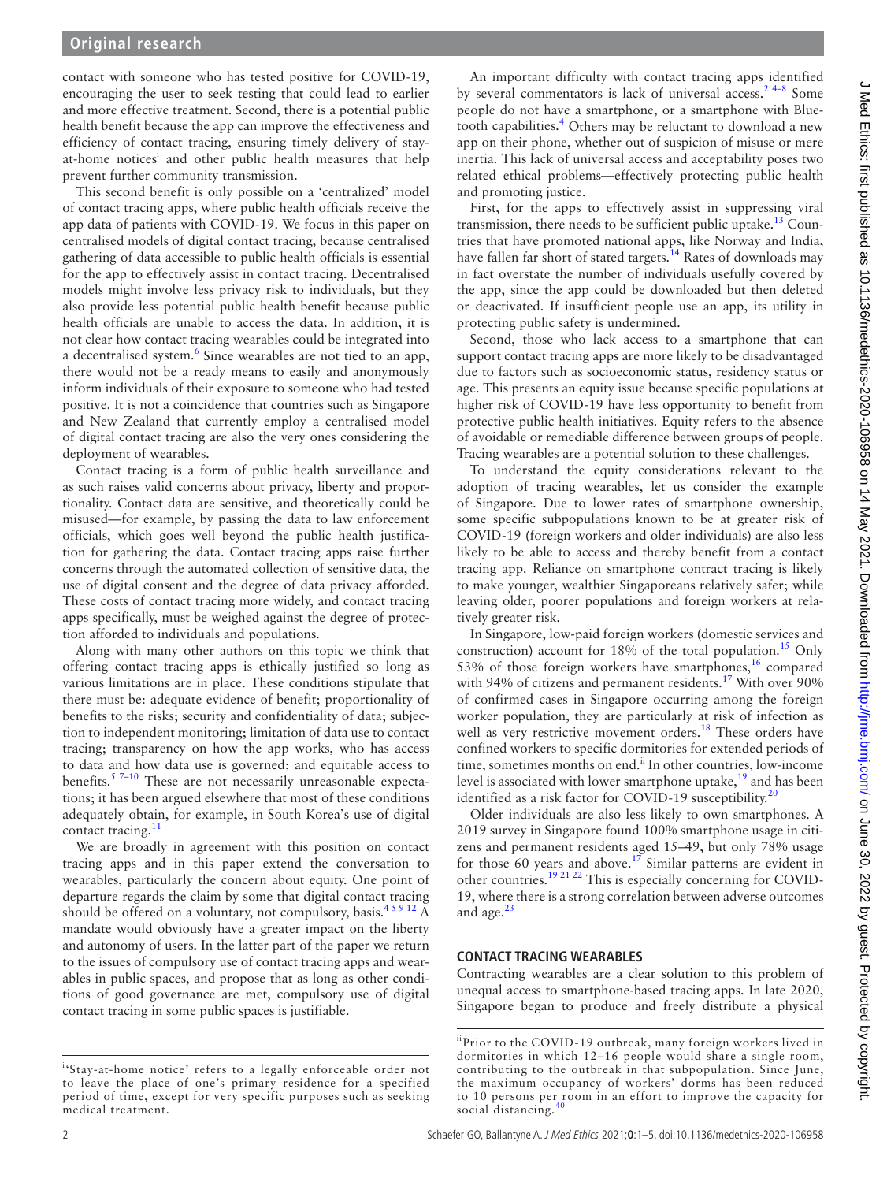contact with someone who has tested positive for COVID-19, encouraging the user to seek testing that could lead to earlier and more effective treatment. Second, there is a potential public health benefit because the app can improve the effectiveness and efficiency of contact tracing, ensuring timely delivery of stay-at-home notices[i] and other public health measures that help prevent further community transmission.

This second benefit is only possible on a 'centralized' model of contact tracing apps, where public health officials receive the app data of patients with COVID-19. We focus in this paper on centralised models of digital contact tracing, because centralised gathering of data accessible to public health officials is essential for the app to effectively assist in contact tracing. Decentralised models might involve less privacy risk to individuals, but they also provide less potential public health benefit because public health officials are unable to access the data. In addition, it is not clear how contact tracing wearables could be integrated into a decentralised system.[6] Since wearables are not tied to an app, there would not be a ready means to easily and anonymously inform individuals of their exposure to someone who had tested positive. It is not a coincidence that countries such as Singapore and New Zealand that currently employ a centralised model of digital contact tracing are also the very ones considering the deployment of wearables.

Contact tracing is a form of public health surveillance and as such raises valid concerns about privacy, liberty and proportionality. Contact data are sensitive, and theoretically could be misused—for example, by passing the data to law enforcement officials, which goes well beyond the public health justification for gathering the data. Contact tracing apps raise further concerns through the automated collection of sensitive data, the use of digital consent and the degree of data privacy afforded. These costs of contact tracing more widely, and contact tracing apps specifically, must be weighed against the degree of protection afforded to individuals and populations.

Along with many other authors on this topic we think that offering contact tracing apps is ethically justified so long as various limitations are in place. These conditions stipulate that there must be: adequate evidence of benefit; proportionality of benefits to the risks; security and confidentiality of data; subjection to independent monitoring; limitation of data use to contact tracing; transparency on how the app works, who has access to data and how data use is governed; and equitable access to benefits.[5 7–10] These are not necessarily unreasonable expectations; it has been argued elsewhere that most of these conditions adequately obtain, for example, in South Korea's use of digital contact tracing.[11]

We are broadly in agreement with this position on contact tracing apps and in this paper extend the conversation to wearables, particularly the concern about equity. One point of departure regards the claim by some that digital contact tracing should be offered on a voluntary, not compulsory, basis.[4 5 9 12] A mandate would obviously have a greater impact on the liberty and autonomy of users. In the latter part of the paper we return to the issues of compulsory use of contact tracing apps and wearables in public spaces, and propose that as long as other conditions of good governance are met, compulsory use of digital contact tracing in some public spaces is justifiable.

An important difficulty with contact tracing apps identified by several commentators is lack of universal access.[2 4–8] Some people do not have a smartphone, or a smartphone with Bluetooth capabilities.[4] Others may be reluctant to download a new app on their phone, whether out of suspicion of misuse or mere inertia. This lack of universal access and acceptability poses two related ethical problems—effectively protecting public health and promoting justice.

First, for the apps to effectively assist in suppressing viral transmission, there needs to be sufficient public uptake.[13] Countries that have promoted national apps, like Norway and India, have fallen far short of stated targets.[14] Rates of downloads may in fact overstate the number of individuals usefully covered by the app, since the app could be downloaded but then deleted or deactivated. If insufficient people use an app, its utility in protecting public safety is undermined.

Second, those who lack access to a smartphone that can support contact tracing apps are more likely to be disadvantaged due to factors such as socioeconomic status, residency status or age. This presents an equity issue because specific populations at higher risk of COVID-19 have less opportunity to benefit from protective public health initiatives. Equity refers to the absence of avoidable or remediable difference between groups of people. Tracing wearables are a potential solution to these challenges.

To understand the equity considerations relevant to the adoption of tracing wearables, let us consider the example of Singapore. Due to lower rates of smartphone ownership, some specific subpopulations known to be at greater risk of COVID-19 (foreign workers and older individuals) are also less likely to be able to access and thereby benefit from a contact tracing app. Reliance on smartphone contract tracing is likely to make younger, wealthier Singaporeans relatively safer; while leaving older, poorer populations and foreign workers at relatively greater risk.

In Singapore, low-paid foreign workers (domestic services and construction) account for 18% of the total population.[15] Only 53% of those foreign workers have smartphones,[16] compared with 94% of citizens and permanent residents.[17] With over 90% of confirmed cases in Singapore occurring among the foreign worker population, they are particularly at risk of infection as well as very restrictive movement orders.[18] These orders have confined workers to specific dormitories for extended periods of time, sometimes months on end.[ii] In other countries, low-income level is associated with lower smartphone uptake,[19] and has been identified as a risk factor for COVID-19 susceptibility.[20]

Older individuals are also less likely to own smartphones. A 2019 survey in Singapore found 100% smartphone usage in citizens and permanent residents aged 15–49, but only 78% usage for those 60 years and above.[17] Similar patterns are evident in other countries.[19 21 22] This is especially concerning for COVID-19, where there is a strong correlation between adverse outcomes and age.[23]

## CONTACT TRACING WEARABLES

Contracting wearables are a clear solution to this problem of unequal access to smartphone-based tracing apps. In late 2020, Singapore began to produce and freely distribute a physical

[i] 'Stay-at-home notice' refers to a legally enforceable order not to leave the place of one's primary residence for a specified period of time, except for very specific purposes such as seeking medical treatment.

[ii] Prior to the COVID-19 outbreak, many foreign workers lived in dormitories in which 12–16 people would share a single room, contributing to the outbreak in that subpopulation. Since June, the maximum occupancy of workers' dorms has been reduced to 10 persons per room in an effort to improve the capacity for social distancing.[40]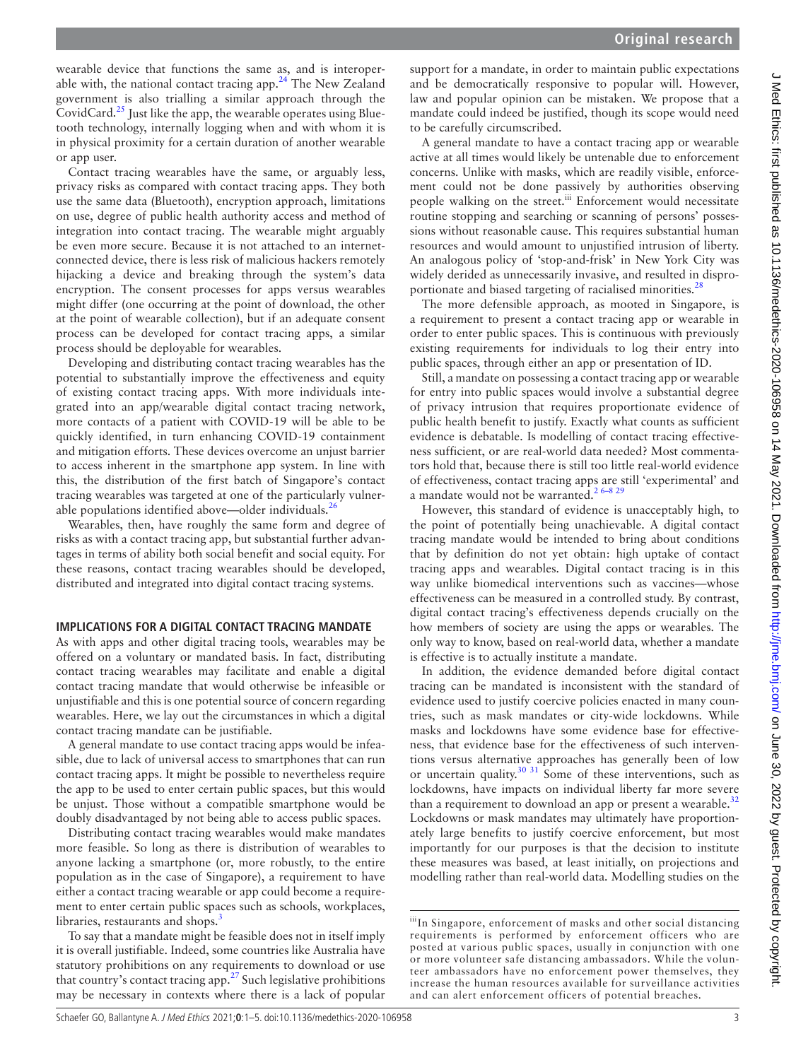wearable device that functions the same as, and is interoperable with, the national contact tracing app.[24] The New Zealand government is also trialling a similar approach through the CovidCard.[25] Just like the app, the wearable operates using Bluetooth technology, internally logging when and with whom it is in physical proximity for a certain duration of another wearable or app user.

Contact tracing wearables have the same, or arguably less, privacy risks as compared with contact tracing apps. They both use the same data (Bluetooth), encryption approach, limitations on use, degree of public health authority access and method of integration into contact tracing. The wearable might arguably be even more secure. Because it is not attached to an internet-connected device, there is less risk of malicious hackers remotely hijacking a device and breaking through the system's data encryption. The consent processes for apps versus wearables might differ (one occurring at the point of download, the other at the point of wearable collection), but if an adequate consent process can be developed for contact tracing apps, a similar process should be deployable for wearables.

Developing and distributing contact tracing wearables has the potential to substantially improve the effectiveness and equity of existing contact tracing apps. With more individuals integrated into an app/wearable digital contact tracing network, more contacts of a patient with COVID-19 will be able to be quickly identified, in turn enhancing COVID-19 containment and mitigation efforts. These devices overcome an unjust barrier to access inherent in the smartphone app system. In line with this, the distribution of the first batch of Singapore's contact tracing wearables was targeted at one of the particularly vulnerable populations identified above—older individuals.[26]

Wearables, then, have roughly the same form and degree of risks as with a contact tracing app, but substantial further advantages in terms of ability both social benefit and social equity. For these reasons, contact tracing wearables should be developed, distributed and integrated into digital contact tracing systems.

## IMPLICATIONS FOR A DIGITAL CONTACT TRACING MANDATE

As with apps and other digital tracing tools, wearables may be offered on a voluntary or mandated basis. In fact, distributing contact tracing wearables may facilitate and enable a digital contact tracing mandate that would otherwise be infeasible or unjustifiable and this is one potential source of concern regarding wearables. Here, we lay out the circumstances in which a digital contact tracing mandate can be justifiable.

A general mandate to use contact tracing apps would be infeasible, due to lack of universal access to smartphones that can run contact tracing apps. It might be possible to nevertheless require the app to be used to enter certain public spaces, but this would be unjust. Those without a compatible smartphone would be doubly disadvantaged by not being able to access public spaces.

Distributing contact tracing wearables would make mandates more feasible. So long as there is distribution of wearables to anyone lacking a smartphone (or, more robustly, to the entire population as in the case of Singapore), a requirement to have either a contact tracing wearable or app could become a requirement to enter certain public spaces such as schools, workplaces, libraries, restaurants and shops.[3]

To say that a mandate might be feasible does not in itself imply it is overall justifiable. Indeed, some countries like Australia have statutory prohibitions on any requirements to download or use that country's contact tracing app.[27] Such legislative prohibitions may be necessary in contexts where there is a lack of popular support for a mandate, in order to maintain public expectations and be democratically responsive to popular will. However, law and popular opinion can be mistaken. We propose that a mandate could indeed be justified, though its scope would need to be carefully circumscribed.

A general mandate to have a contact tracing app or wearable active at all times would likely be untenable due to enforcement concerns. Unlike with masks, which are readily visible, enforcement could not be done passively by authorities observing people walking on the street.[iii] Enforcement would necessitate routine stopping and searching or scanning of persons' possessions without reasonable cause. This requires substantial human resources and would amount to unjustified intrusion of liberty. An analogous policy of 'stop-and-frisk' in New York City was widely derided as unnecessarily invasive, and resulted in disproportionate and biased targeting of racialised minorities.[28]

The more defensible approach, as mooted in Singapore, is a requirement to present a contact tracing app or wearable in order to enter public spaces. This is continuous with previously existing requirements for individuals to log their entry into public spaces, through either an app or presentation of ID.

Still, a mandate on possessing a contact tracing app or wearable for entry into public spaces would involve a substantial degree of privacy intrusion that requires proportionate evidence of public health benefit to justify. Exactly what counts as sufficient evidence is debatable. Is modelling of contact tracing effectiveness sufficient, or are real-world data needed? Most commentators hold that, because there is still too little real-world evidence of effectiveness, contact tracing apps are still 'experimental' and a mandate would not be warranted.[2 6–8 29]

However, this standard of evidence is unacceptably high, to the point of potentially being unachievable. A digital contact tracing mandate would be intended to bring about conditions that by definition do not yet obtain: high uptake of contact tracing apps and wearables. Digital contact tracing is in this way unlike biomedical interventions such as vaccines—whose effectiveness can be measured in a controlled study. By contrast, digital contact tracing's effectiveness depends crucially on the how members of society are using the apps or wearables. The only way to know, based on real-world data, whether a mandate is effective is to actually institute a mandate.

In addition, the evidence demanded before digital contact tracing can be mandated is inconsistent with the standard of evidence used to justify coercive policies enacted in many countries, such as mask mandates or city-wide lockdowns. While masks and lockdowns have some evidence base for effectiveness, that evidence base for the effectiveness of such interventions versus alternative approaches has generally been of low or uncertain quality.[30 31] Some of these interventions, such as lockdowns, have impacts on individual liberty far more severe than a requirement to download an app or present a wearable.[32] Lockdowns or mask mandates may ultimately have proportionately large benefits to justify coercive enforcement, but most importantly for our purposes is that the decision to institute these measures was based, at least initially, on projections and modelling rather than real-world data. Modelling studies on the

[iii] In Singapore, enforcement of masks and other social distancing requirements is performed by enforcement officers who are posted at various public spaces, usually in conjunction with one or more volunteer safe distancing ambassadors. While the volunteer ambassadors have no enforcement power themselves, they increase the human resources available for surveillance activities and can alert enforcement officers of potential breaches.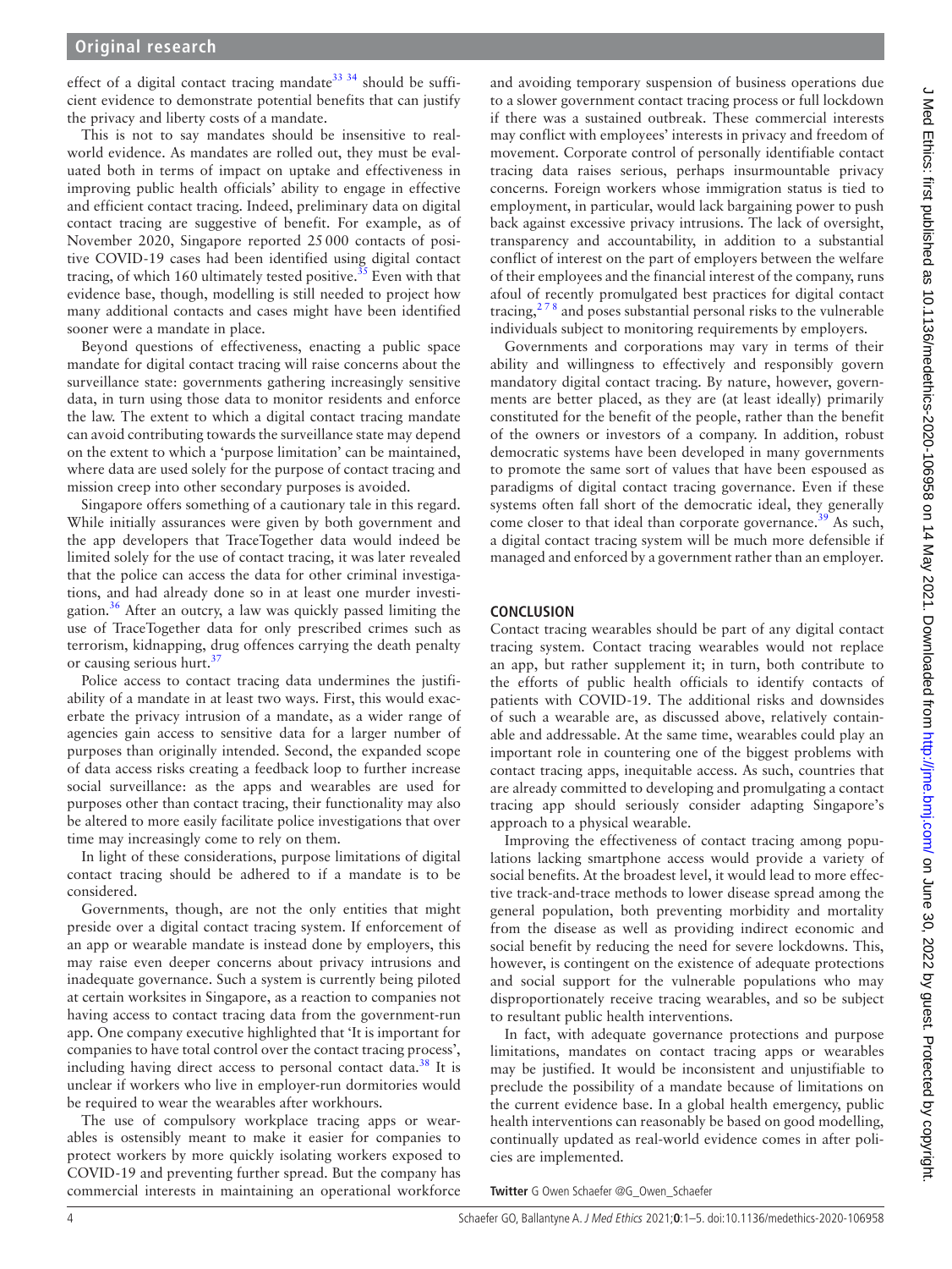effect of a digital contact tracing mandate[33 34] should be sufficient evidence to demonstrate potential benefits that can justify the privacy and liberty costs of a mandate.

This is not to say mandates should be insensitive to real-world evidence. As mandates are rolled out, they must be evaluated both in terms of impact on uptake and effectiveness in improving public health officials' ability to engage in effective and efficient contact tracing. Indeed, preliminary data on digital contact tracing are suggestive of benefit. For example, as of November 2020, Singapore reported 25 000 contacts of positive COVID-19 cases had been identified using digital contact tracing, of which 160 ultimately tested positive.[35] Even with that evidence base, though, modelling is still needed to project how many additional contacts and cases might have been identified sooner were a mandate in place.

Beyond questions of effectiveness, enacting a public space mandate for digital contact tracing will raise concerns about the surveillance state: governments gathering increasingly sensitive data, in turn using those data to monitor residents and enforce the law. The extent to which a digital contact tracing mandate can avoid contributing towards the surveillance state may depend on the extent to which a 'purpose limitation' can be maintained, where data are used solely for the purpose of contact tracing and mission creep into other secondary purposes is avoided.

Singapore offers something of a cautionary tale in this regard. While initially assurances were given by both government and the app developers that TraceTogether data would indeed be limited solely for the use of contact tracing, it was later revealed that the police can access the data for other criminal investigations, and had already done so in at least one murder investigation.[36] After an outcry, a law was quickly passed limiting the use of TraceTogether data for only prescribed crimes such as terrorism, kidnapping, drug offences carrying the death penalty or causing serious hurt.[37]

Police access to contact tracing data undermines the justifiability of a mandate in at least two ways. First, this would exacerbate the privacy intrusion of a mandate, as a wider range of agencies gain access to sensitive data for a larger number of purposes than originally intended. Second, the expanded scope of data access risks creating a feedback loop to further increase social surveillance: as the apps and wearables are used for purposes other than contact tracing, their functionality may also be altered to more easily facilitate police investigations that over time may increasingly come to rely on them.

In light of these considerations, purpose limitations of digital contact tracing should be adhered to if a mandate is to be considered.

Governments, though, are not the only entities that might preside over a digital contact tracing system. If enforcement of an app or wearable mandate is instead done by employers, this may raise even deeper concerns about privacy intrusions and inadequate governance. Such a system is currently being piloted at certain worksites in Singapore, as a reaction to companies not having access to contact tracing data from the government-run app. One company executive highlighted that 'It is important for companies to have total control over the contact tracing process', including having direct access to personal contact data.[38] It is unclear if workers who live in employer-run dormitories would be required to wear the wearables after workhours.

The use of compulsory workplace tracing apps or wearables is ostensibly meant to make it easier for companies to protect workers by more quickly isolating workers exposed to COVID-19 and preventing further spread. But the company has commercial interests in maintaining an operational workforce and avoiding temporary suspension of business operations due to a slower government contact tracing process or full lockdown if there was a sustained outbreak. These commercial interests may conflict with employees' interests in privacy and freedom of movement. Corporate control of personally identifiable contact tracing data raises serious, perhaps insurmountable privacy concerns. Foreign workers whose immigration status is tied to employment, in particular, would lack bargaining power to push back against excessive privacy intrusions. The lack of oversight, transparency and accountability, in addition to a substantial conflict of interest on the part of employers between the welfare of their employees and the financial interest of the company, runs afoul of recently promulgated best practices for digital contact tracing,[2 7 8] and poses substantial personal risks to the vulnerable individuals subject to monitoring requirements by employers.

Governments and corporations may vary in terms of their ability and willingness to effectively and responsibly govern mandatory digital contact tracing. By nature, however, governments are better placed, as they are (at least ideally) primarily constituted for the benefit of the people, rather than the benefit of the owners or investors of a company. In addition, robust democratic systems have been developed in many governments to promote the same sort of values that have been espoused as paradigms of digital contact tracing governance. Even if these systems often fall short of the democratic ideal, they generally come closer to that ideal than corporate governance.[39] As such, a digital contact tracing system will be much more defensible if managed and enforced by a government rather than an employer.

## CONCLUSION

Contact tracing wearables should be part of any digital contact tracing system. Contact tracing wearables would not replace an app, but rather supplement it; in turn, both contribute to the efforts of public health officials to identify contacts of patients with COVID-19. The additional risks and downsides of such a wearable are, as discussed above, relatively containable and addressable. At the same time, wearables could play an important role in countering one of the biggest problems with contact tracing apps, inequitable access. As such, countries that are already committed to developing and promulgating a contact tracing app should seriously consider adapting Singapore's approach to a physical wearable.

Improving the effectiveness of contact tracing among populations lacking smartphone access would provide a variety of social benefits. At the broadest level, it would lead to more effective track-and-trace methods to lower disease spread among the general population, both preventing morbidity and mortality from the disease as well as providing indirect economic and social benefit by reducing the need for severe lockdowns. This, however, is contingent on the existence of adequate protections and social support for the vulnerable populations who may disproportionately receive tracing wearables, and so be subject to resultant public health interventions.

In fact, with adequate governance protections and purpose limitations, mandates on contact tracing apps or wearables may be justified. It would be inconsistent and unjustifiable to preclude the possibility of a mandate because of limitations on the current evidence base. In a global health emergency, public health interventions can reasonably be based on good modelling, continually updated as real-world evidence comes in after policies are implemented.

**Twitter** G Owen Schaefer @G_Owen_Schaefer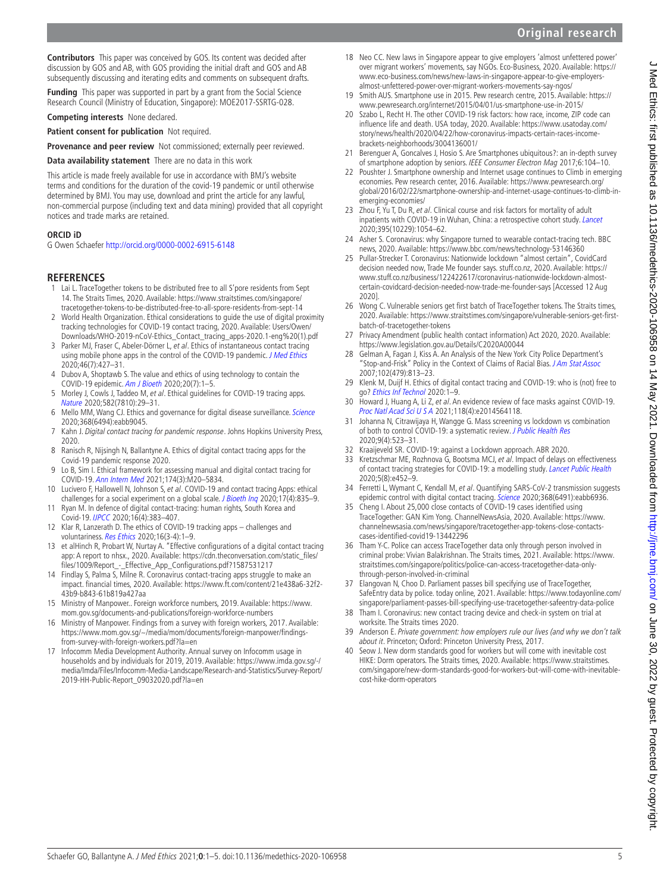**Contributors** This paper was conceived by GOS. Its content was decided after discussion by GOS and AB, with GOS providing the initial draft and GOS and AB subsequently discussing and iterating edits and comments on subsequent drafts.

**Funding** This paper was supported in part by a grant from the Social Science Research Council (Ministry of Education, Singapore): MOE2017-SSRTG-028.

**Competing interests** None declared.

**Patient consent for publication** Not required.

**Provenance and peer review** Not commissioned; externally peer reviewed.

**Data availability statement** There are no data in this work

This article is made freely available for use in accordance with BMJ's website terms and conditions for the duration of the covid-19 pandemic or until otherwise determined by BMJ. You may use, download and print the article for any lawful, non-commercial purpose (including text and data mining) provided that all copyright notices and trade marks are retained.

**ORCID iD**

G Owen Schaefer http://orcid.org/0000-0002-6915-6148

## REFERENCES

1. Lai L. TraceTogether tokens to be distributed free to all S'pore residents from Sept 14. The Straits Times, 2020. Available: https://www.straitstimes.com/singapore/tracetogether-tokens-to-be-distributed-free-to-all-spore-residents-from-sept-14
2. World Health Organization. Ethical considerations to guide the use of digital proximity tracking technologies for COVID-19 contact tracing, 2020. Available: Users/Owen/Downloads/WHO-2019-nCoV-Ethics_Contact_tracing_apps-2020.1-eng%20(1).pdf
3. Parker MJ, Fraser C, Abeler-Dörner L, *et al*. Ethics of instantaneous contact tracing using mobile phone apps in the control of the COVID-19 pandemic. *J Med Ethics* 2020;46(7):427–31.
4. Dubov A, Shoptawb S. The value and ethics of using technology to contain the COVID-19 epidemic. *Am J Bioeth* 2020;20(7):1–5.
5. Morley J, Cowls J, Taddeo M, *et al*. Ethical guidelines for COVID-19 tracing apps. *Nature* 2020;582(7810):29–31.
6. Mello MM, Wang CJ. Ethics and governance for digital disease surveillance. *Science* 2020;368(6494):eabb9045.
7. Kahn J. *Digital contact tracing for pandemic response*. Johns Hopkins University Press, 2020.
8. Ranisch R, Nijsingh N, Ballantyne A. Ethics of digital contact tracing apps for the Covid-19 pandemic response 2020.
9. Lo B, Sim I. Ethical framework for assessing manual and digital contact tracing for COVID-19. *Ann Intern Med* 2021;174(3):M20–5834.
10. Lucivero F, Hallowell N, Johnson S, *et al*. COVID-19 and contact tracing Apps: ethical challenges for a social experiment on a global scale. *J Bioeth Inq* 2020;17(4):835–9.
11. Ryan M. In defence of digital contact-tracing: human rights, South Korea and Covid-19. *IJPCC* 2020;16(4):383–407.
12. Klar R, Lanzerath D. The ethics of COVID-19 tracking apps – challenges and voluntariness. *Res Ethics* 2020;16(3-4):1–9.
13. et alHinch R, Probart W, Nurtay A. "Effective configurations of a digital contact tracing app: A report to nhsx., 2020. Available: https://cdn.theconversation.com/static_files/files/1009/Report_-_Effective_App_Configurations.pdf?1587531217
14. Findlay S, Palma S, Milne R. Coronavirus contact-tracing apps struggle to make an impact. financial times, 2020. Available: https://www.ft.com/content/21e438a6-32f2-43b9-b843-61b819a427aa
15. Ministry of Manpower.. Foreign workforce numbers, 2019. Available: https://www.mom.gov.sg/documents-and-publications/foreign-workforce-numbers
16. Ministry of Manpower. Findings from a survey with foreign workers, 2017. Available: https://www.mom.gov.sg/~/media/mom/documents/foreign-manpower/findings-from-survey-with-foreign-workers.pdf?la=en
17. Infocomm Media Development Authority. Annual survey on Infocomm usage in households and by individuals for 2019, 2019. Available: https://www.imda.gov.sg/-/media/Imda/Files/Infocomm-Media-Landscape/Research-and-Statistics/Survey-Report/2019-HH-Public-Report_09032020.pdf?la=en
18. Neo CC. New laws in Singapore appear to give employers 'almost unfettered power' over migrant workers' movements, say NGOs. Eco-Business, 2020. Available: https://www.eco-business.com/news/new-laws-in-singapore-appear-to-give-employers-almost-unfettered-power-over-migrant-workers-movements-say-ngos/
19. Smith AUS. Smartphone use in 2015. Pew research centre, 2015. Available: https://www.pewresearch.org/internet/2015/04/01/us-smartphone-use-in-2015/
20. Szabo L, Recht H. The other COVID-19 risk factors: how race, income, ZIP code can influence life and death. USA today, 2020. Available: https://www.usatoday.com/story/news/health/2020/04/22/how-coronavirus-impacts-certain-races-income-brackets-neighborhoods/3004136001/
21. Berenguer A, Goncalves J, Hosio S. Are Smartphones ubiquitous?: an in-depth survey of smartphone adoption by seniors. *IEEE Consumer Electron Mag* 2017;6:104–10.
22. Poushter J. Smartphone ownership and Internet usage continues to Climb in emerging economies. Pew research center, 2016. Available: https://www.pewresearch.org/global/2016/02/22/smartphone-ownership-and-internet-usage-continues-to-climb-in-emerging-economies/
23. Zhou F, Yu T, Du R, *et al*. Clinical course and risk factors for mortality of adult inpatients with COVID-19 in Wuhan, China: a retrospective cohort study. *Lancet* 2020;395(10229):1054–62.
24. Asher S. Coronavirus: why Singapore turned to wearable contact-tracing tech. BBC news, 2020. Available: https://www.bbc.com/news/technology-53146360
25. Pullar-Strecker T. Coronavirus: Nationwide lockdown "almost certain", CovidCard decision needed now, Trade Me founder says. stuff.co.nz, 2020. Available: https://www.stuff.co.nz/business/122422617/coronavirus-nationwide-lockdown-almost-certain-covidcard-decision-needed-now-trade-me-founder-says [Accessed 12 Aug 2020].
26. Wong C. Vulnerable seniors get first batch of TraceTogether tokens. The Straits times, 2020. Available: https://www.straitstimes.com/singapore/vulnerable-seniors-get-first-batch-of-tracetogether-tokens
27. Privacy Amendment (public health contact information) Act 2020, 2020. Available: https://www.legislation.gov.au/Details/C2020A00044
28. Gelman A, Fagan J, Kiss A. An Analysis of the New York City Police Department's "Stop-and-Frisk" Policy in the Context of Claims of Racial Bias. *J Am Stat Assoc* 2007;102(479):813–23.
29. Klenk M, Duijf H. Ethics of digital contact tracing and COVID-19: who is (not) free to go? *Ethics Inf Technol* 2020:1–9.
30. Howard J, Huang A, Li Z, *et al*. An evidence review of face masks against COVID-19. *Proc Natl Acad Sci U S A* 2021;118(4):e2014564118.
31. Johanna N, Citrawijaya H, Wangge G. Mass screening vs lockdown vs combination of both to control COVID-19: a systematic review. *J Public Health Res* 2020;9(4):523–31.
32. Kraaijeveld SR. COVID-19: against a Lockdown approach. ABR 2020.
33. Kretzschmar ME, Rozhnova G, Bootsma MCJ, *et al*. Impact of delays on effectiveness of contact tracing strategies for COVID-19: a modelling study. *Lancet Public Health* 2020;5(8):e452–9.
34. Ferretti L, Wymant C, Kendall M, *et al*. Quantifying SARS-CoV-2 transmission suggests epidemic control with digital contact tracing. *Science* 2020;368(6491):eabb6936.
35. Cheng I. About 25,000 close contacts of COVID-19 cases identified using TraceTogether: GAN Kim Yong. ChannelNewsAsia, 2020. Available: https://www.channelnewsasia.com/news/singapore/tracetogether-app-tokens-close-contacts-cases-identified-covid19-13442296
36. Tham Y-C. Police can access TraceTogether data only through person involved in criminal probe: Vivian Balakrishnan. The Straits times, 2021. Available: https://www.straitstimes.com/singapore/politics/police-can-access-tracetogether-data-only-through-person-involved-in-criminal
37. Elangovan N, Choo D. Parliament passes bill specifying use of TraceTogether, SafeEntry data by police. today online, 2021. Available: https://www.todayonline.com/singapore/parliament-passes-bill-specifying-use-tracetogether-safeentry-data-police
38. Tham I. Coronavirus: new contact tracing device and check-in system on trial at worksite. The Straits times 2020.
39. Anderson E. *Private government: how employers rule our lives (and why we don't talk about it*. Princeton; Oxford: Princeton University Press, 2017.
40. Seow J. New dorm standards good for workers but will come with inevitable cost HIKE: Dorm operators. The Straits times, 2020. Available: https://www.straitstimes.com/singapore/new-dorm-standards-good-for-workers-but-will-come-with-inevitable-cost-hike-dorm-operators